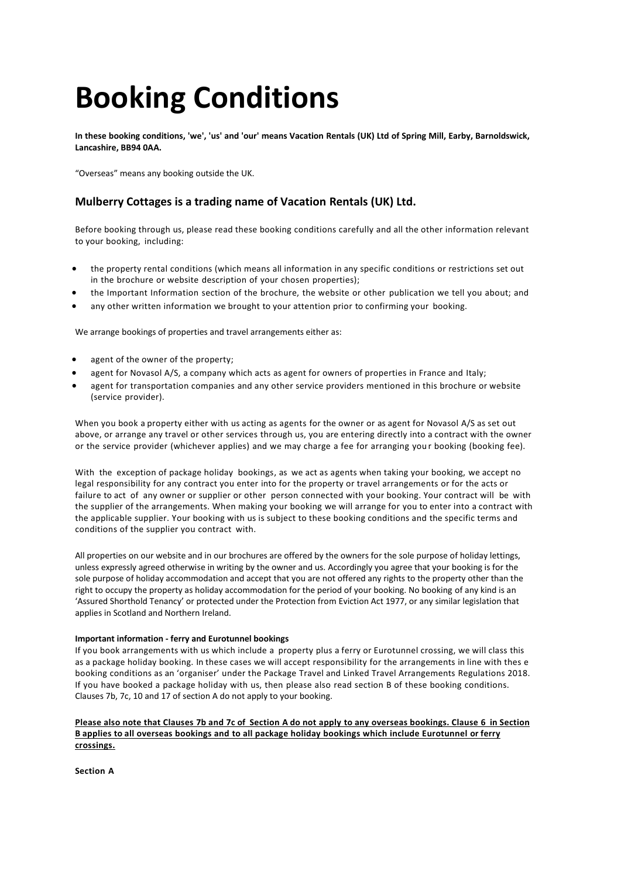# Booking Conditions

**In these booking conditions, 'we', 'us' and 'our' means Vacation Rentals (UK) Ltd of Spring Mill, Earby, Barnoldswick, Lancashire, BB94 0AA.**

"Overseas" means any booking outside the UK.

## Mulberry Cottages is a trading name of Vacation Rentals (UK) Ltd.

Before booking through us, please read these booking conditions carefully and all the other information relevant to your booking, including:

- the property rental conditions (which means all information in any specific conditions or restrictions set out in the brochure or website description of your chosen properties);
- the Important Information section of the brochure, the website or other publication we tell you about; and
- any other written information we brought to your attention prior to confirming your booking.

We arrange bookings of properties and travel arrangements either as:

- agent of the owner of the property;
- agent for Novasol A/S, a company which acts as agent for owners of properties in France and Italy;
- agent for transportation companies and any other service providers mentioned in this brochure or website (service provider).

When you book a property either with us acting as agents for the owner or as agent for Novasol A/S as set out above, or arrange any travel or other services through us, you are entering directly into a contract with the owner or the service provider (whichever applies) and we may charge a fee for arranging your booking (booking fee).

With the exception of package holiday bookings, as we act as agents when taking your booking, we accept no legal responsibility for any contract you enter into for the property or travel arrangements or for the acts or failure to act of any owner or supplier or other person connected with your booking. Your contract will be with the supplier of the arrangements. When making your booking we will arrange for you to enter into a contract with the applicable supplier. Your booking with us is subject to these booking conditions and the specific terms and conditions of the supplier you contract with.

All properties on our website and in our brochures are offered by the owners for the sole purpose of holiday lettings, unless expressly agreed otherwise in writing by the owner and us. Accordingly you agree that your booking is for the sole purpose of holiday accommodation and accept that you are not offered any rights to the property other than the right to occupy the property as holiday accommodation for the period of your booking. No booking of any kind is an 'Assured Shorthold Tenancy' or protected under the Protection from Eviction Act 1977, or any similar legislation that applies in Scotland and Northern Ireland.

**Important information - ferry and Eurotunnel bookings**

If you book arrangements with us which include a property plus a ferry or Eurotunnel crossing, we will class this as a package holiday booking. In these cases we will accept responsibility for the arrangements in line with these booking conditions as an 'organiser' under the Package Travel and Linked Travel Arrangements Regulations 2018. If you have booked a package holiday with us, then please also read section B of these booking conditions. Clauses 7b, 7c, 10 and 17 of section A do not apply to your booking.

**Please also note that Clauses 7b and 7c of Section A do not apply to any overseas bookings. Clause 6 in Section B applies to all overseas bookings and to all package holiday bookings which include Eurotunnel or ferry crossings.**

**Section A**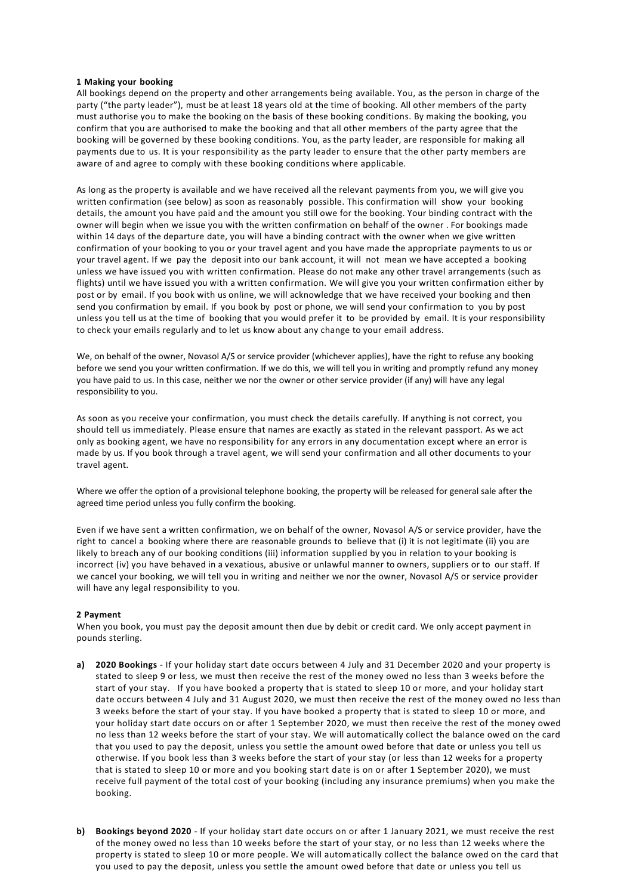**1 Making your booking**

All bookings depend on the property and other arrangements being available. You, as the person in charge of the party ("the party leader"), must be at least 18 years old at the time of booking. All other members of the party must authorise you to make the booking on the basis of these booking conditions. By making the booking, you confirm that you are authorised to make the booking and that all other members of the party agree that the booking will be governed by these booking conditions. You, as the party leader, are responsible for making all payments due to us. It is your responsibility as the party leader to ensure that the other party members are aware of and agree to comply with these booking conditions where applicable.

As long as the property is available and we have received all the relevant payments from you, we will give you written confirmation (see below) as soon as reasonably possible. This confirmation will show your booking details, the amount you have paid and the amount you still owe for the booking. Your binding contract with the owner will begin when we issue you with the written confirmation on behalf of the owner . For bookings made within 14 days of the departure date, you will have a binding contract with the owner when we give written confirmation of your booking to you or your travel agent and you have made the appropriate payments to us or your travel agent. If we pay the deposit into our bank account, it will not mean we have accepted a booking unless we have issued you with written confirmation. Please do not make any other travel arrangements (such as flights) until we have issued you with a written confirmation. We will give you your written confirmation either by post or by email. If you book with us online, we will acknowledge that we have received your booking and then send you confirmation by email. If you book by post or phone, we will send your confirmation to you by post unless you tell us at the time of booking that you would prefer it to be provided by email. It is your responsibility to check your emails regularly and to let us know about any change to your email address.

We, on behalf of the owner, Novasol A/S or service provider (whichever applies), have the right to refuse any booking before we send you your written confirmation. If we do this, we will tell you in writing and promptly refund any money you have paid to us. In this case, neither we nor the owner or other service provider (if any) will have any legal responsibility to you.

As soon as you receive your confirmation, you must check the details carefully. If anything is not correct, you should tell us immediately. Please ensure that names are exactly as stated in the relevant passport. As we act only as booking agent, we have no responsibility for any errors in any documentation except where an error is made by us. If you book through a travel agent, we will send your confirmation and all other documents to your travel agent.

Where we offer the option of a provisional telephone booking, the property will be released for general sale after the agreed time period unless you fully confirm the booking.

Even if we have sent a written confirmation, we on behalf of the owner, Novasol A/S or service provider, have the right to cancel a booking where there are reasonable grounds to believe that (i) it is not legitimate (ii) you are likely to breach any of our booking conditions (iii) information supplied by you in relation to your booking is incorrect (iv) you have behaved in a vexatious, abusive or unlawful manner to owners, suppliers or to our staff. If we cancel your booking, we will tell you in writing and neither we nor the owner, Novasol A/S or service provider will have any legal responsibility to you.

**2 Payment**

When you book, you must pay the deposit amount then due by debit or credit card. We only accept payment in pounds sterling.

**a) 2020 Bookings** - If your holiday start date occurs between 4 July and 31 December 2020 and your property is stated to sleep 9 or less, we must then receive the rest of the money owed no less than 3 weeks before the start of your stay. If you have booked a property that is stated to sleep 10 or more, and your holiday start date occurs between 4 July and 31 August 2020, we must then receive the rest of the money owed no less than 3 weeks before the start of your stay. If you have booked a property that is stated to sleep 10 or more, and your holiday start date occurs on or after 1 September 2020, we must then receive the rest of the money owed no less than 12 weeks before the start of your stay. We will automatically collect the balance owed on the card that you used to pay the deposit, unless you settle the amount owed before that date or unless you tell us otherwise. If you book less than 3 weeks before the start of your stay (or less than 12 weeks for a property that is stated to sleep 10 or more and you booking start date is on or after 1 September 2020), we must receive full payment of the total cost of your booking (including any insurance premiums) when you make the booking.

**b) Bookings beyond 2020** - If your holiday start date occurs on or after 1 January 2021, we must receive the rest of the money owed no less than 10 weeks before the start of your stay, or no less than 12 weeks where the property is stated to sleep 10 or more people. We will automatically collect the balance owed on the card that you used to pay the deposit, unless you settle the amount owed before that date or unless you tell us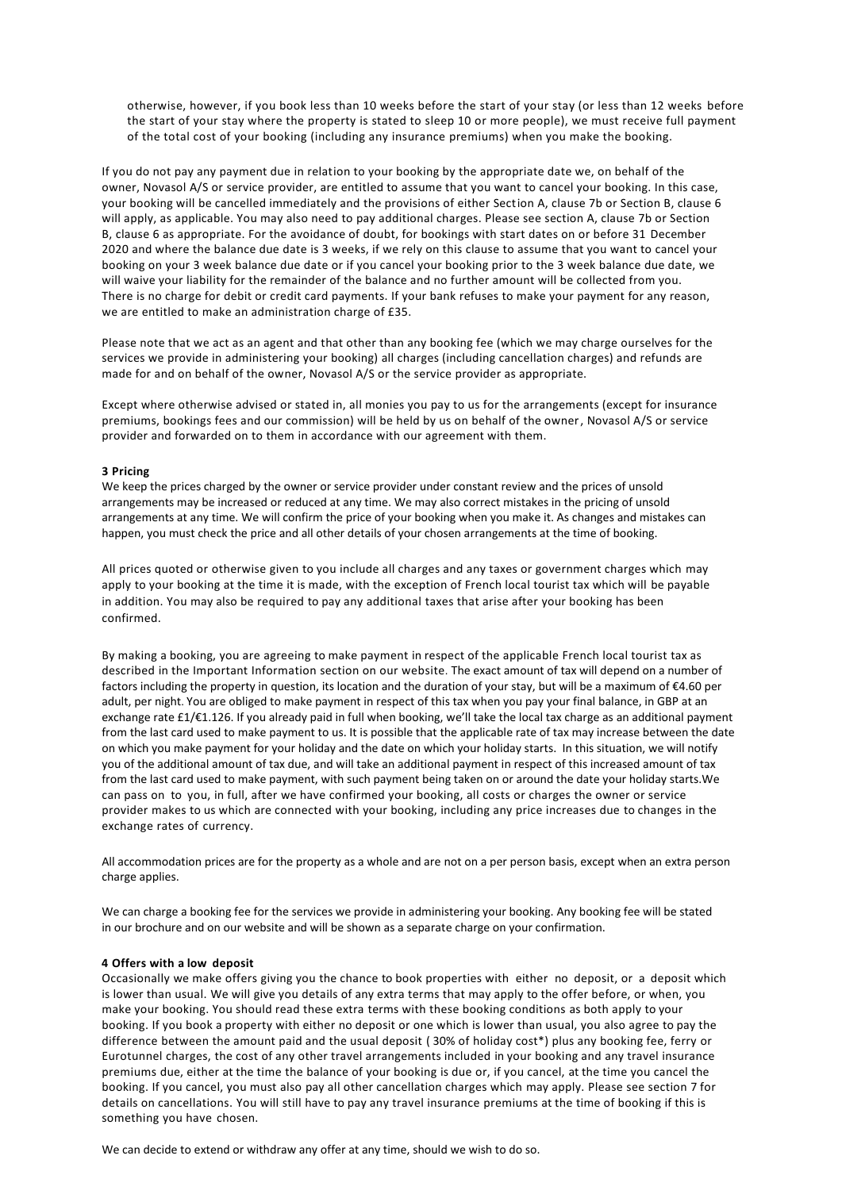otherwise, however, if you book less than 10 weeks before the start of your stay (or less than 12 weeks before the start of your stay where the property is stated to sleep 10 or more people), we must receive full payment of the total cost of your booking (including any insurance premiums) when you make the booking.

If you do not pay any payment due in relation to your booking by the appropriate date we, on behalf of the owner, Novasol A/S or service provider, are entitled to assume that you want to cancel your booking. In this case, your booking will be cancelled immediately and the provisions of either Section A, clause 7b or Section B, clause 6 will apply, as applicable. You may also need to pay additional charges. Please see section A, clause 7b or Section B, clause 6 as appropriate. For the avoidance of doubt, for bookings with start dates on or before 31 December 2020 and where the balance due date is 3 weeks, if we rely on this clause to assume that you want to cancel your booking on your 3 week balance due date or if you cancel your booking prior to the 3 week balance due date, we will waive your liability for the remainder of the balance and no further amount will be collected from you. There is no charge for debit or credit card payments. If your bank refuses to make your payment for any reason, we are entitled to make an administration charge of £35.

Please note that we act as an agent and that other than any booking fee (which we may charge ourselves for the services we provide in administering your booking) all charges (including cancellation charges) and refunds are made for and on behalf of the owner, Novasol A/S or the service provider as appropriate.

Except where otherwise advised or stated in, all monies you pay to us for the arrangements (except for insurance premiums, bookings fees and our commission) will be held by us on behalf of the owner, Novasol A/S or service provider and forwarded on to them in accordance with our agreement with them.

**3 Pricing**

We keep the prices charged by the owner or service provider under constant review and the prices of unsold arrangements may be increased or reduced at any time. We may also correct mistakes in the pricing of unsold arrangements at any time. We will confirm the price of your booking when you make it. As changes and mistakes can happen, you must check the price and all other details of your chosen arrangements at the time of booking.

All prices quoted or otherwise given to you include all charges and any taxes or government charges which may apply to your booking at the time it is made, with the exception of French local tourist tax which will be payable in addition. You may also be required to pay any additional taxes that arise after your booking has been confirmed.

By making a booking, you are agreeing to make payment in respect of the applicable French local tourist tax as described in the Important Information section on our website. The exact amount of tax will depend on a number of factors including the property in question, its location and the duration of your stay, but will be a maximum of €4.60 per adult, per night. You are obliged to make payment in respect of this tax when you pay your final balance, in GBP at an exchange rate £1/€1.126. If you already paid in full when booking, we'll take the local tax charge as an additional payment from the last card used to make payment to us. It is possible that the applicable rate of tax may increase between the date on which you make payment for your holiday and the date on which your holiday starts. In this situation, we will notify you of the additional amount of tax due, and will take an additional payment in respect of this increased amount of tax from the last card used to make payment, with such payment being taken on or around the date your holiday starts.We can pass on to you, in full, after we have confirmed your booking, all costs or charges the owner or service provider makes to us which are connected with your booking, including any price increases due to changes in the exchange rates of currency.

All accommodation prices are for the property as a whole and are not on a per person basis, except when an extra person charge applies.

We can charge a booking fee for the services we provide in administering your booking. Any booking fee will be stated in our brochure and on our website and will be shown as a separate charge on your confirmation.

**4 Offers with a low deposit**

Occasionally we make offers giving you the chance to book properties with either no deposit, or a deposit which is lower than usual. We will give you details of any extra terms that may apply to the offer before, or when, you make your booking. You should read these extra terms with these booking conditions as both apply to your booking. If you book a property with either no deposit or one which is lower than usual, you also agree to pay the difference between the amount paid and the usual deposit ( 30% of holiday cost*) plus any booking fee, ferry or Eurotunnel charges, the cost of any other travel arrangements included in your booking and any travel insurance premiums due, either at the time the balance of your booking is due or, if you cancel, at the time you cancel the booking. If you cancel, you must also pay all other cancellation charges which may apply. Please see section 7 for details on cancellations. You will still have to pay any travel insurance premiums at the time of booking if this is something you have chosen.

We can decide to extend or withdraw any offer at any time, should we wish to do so.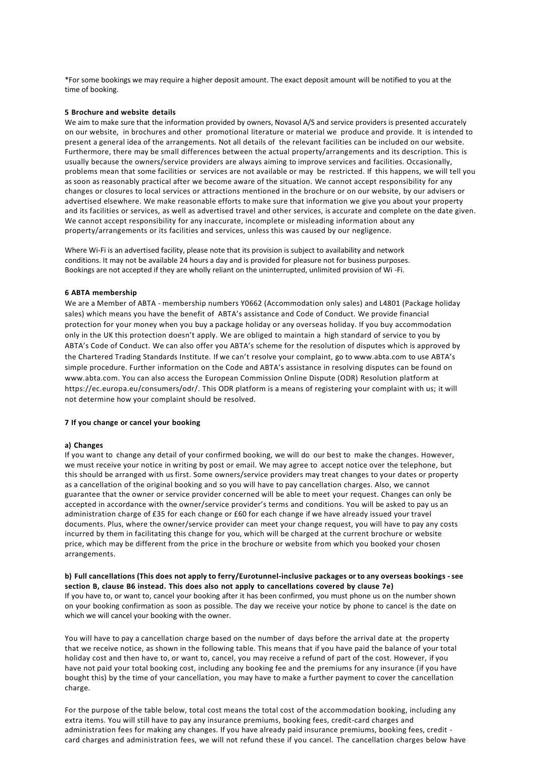*For some bookings we may require a higher deposit amount. The exact deposit amount will be notified to you at the time of booking.

**5 Brochure and website details**

We aim to make sure that the information provided by owners, Novasol A/S and service providers is presented accurately on our website, in brochures and other promotional literature or material we produce and provide. It is intended to present a general idea of the arrangements. Not all details of the relevant facilities can be included on our website. Furthermore, there may be small differences between the actual property/arrangements and its description. This is usually because the owners/service providers are always aiming to improve services and facilities. Occasionally, problems mean that some facilities or services are not available or may be restricted. If this happens, we will tell you as soon as reasonably practical after we become aware of the situation. We cannot accept responsibility for any changes or closures to local services or attractions mentioned in the brochure or on our website, by our advisers or advertised elsewhere. We make reasonable efforts to make sure that information we give you about your property and its facilities or services, as well as advertised travel and other services, is accurate and complete on the date given. We cannot accept responsibility for any inaccurate, incomplete or misleading information about any property/arrangements or its facilities and services, unless this was caused by our negligence.

Where Wi-Fi is an advertised facility, please note that its provision is subject to availability and network conditions. It may not be available 24 hours a day and is provided for pleasure not for business purposes. Bookings are not accepted if they are wholly reliant on the uninterrupted, unlimited provision of Wi -Fi.

**6 ABTA membership**

We are a Member of ABTA - membership numbers Y0662 (Accommodation only sales) and L4801 (Package holiday sales) which means you have the benefit of ABTA's assistance and Code of Conduct. We provide financial protection for your money when you buy a package holiday or any overseas holiday. If you buy accommodation only in the UK this protection doesn't apply. We are obliged to maintain a high standard of service to you by ABTA's Code of Conduct. We can also offer you ABTA's scheme for the resolution of disputes which is approved by the Chartered Trading Standards Institute. If we can't resolve your complaint, go to www.abta.com to use ABTA's simple procedure. Further information on the Code and ABTA's assistance in resolving disputes can be found on www.abta.com. You can also access the European Commission Online Dispute (ODR) Resolution platform at https://ec.europa.eu/consumers/odr/. This ODR platform is a means of registering your complaint with us; it will not determine how your complaint should be resolved.

**7 If you change or cancel your booking**

**a) Changes**

If you want to change any detail of your confirmed booking, we will do our best to make the changes. However, we must receive your notice in writing by post or email. We may agree to accept notice over the telephone, but this should be arranged with us first. Some owners/service providers may treat changes to your dates or property as a cancellation of the original booking and so you will have to pay cancellation charges. Also, we cannot guarantee that the owner or service provider concerned will be able to meet your request. Changes can only be accepted in accordance with the owner/service provider's terms and conditions. You will be asked to pay us an administration charge of £35 for each change or £60 for each change if we have already issued your travel documents. Plus, where the owner/service provider can meet your change request, you will have to pay any costs incurred by them in facilitating this change for you, which will be charged at the current brochure or website price, which may be different from the price in the brochure or website from which you booked your chosen arrangements.

**b) Full cancellations (This does not apply to ferry/Eurotunnel-inclusive packages or to any overseas bookings - see section B, clause B6 instead. This does also not apply to cancellations covered by clause 7e)**

If you have to, or want to, cancel your booking after it has been confirmed, you must phone us on the number shown on your booking confirmation as soon as possible. The day we receive your notice by phone to cancel is the date on which we will cancel your booking with the owner.

You will have to pay a cancellation charge based on the number of days before the arrival date at the property that we receive notice, as shown in the following table. This means that if you have paid the balance of your total holiday cost and then have to, or want to, cancel, you may receive a refund of part of the cost. However, if you have not paid your total booking cost, including any booking fee and the premiums for any insurance (if you have bought this) by the time of your cancellation, you may have to make a further payment to cover the cancellation charge.

For the purpose of the table below, total cost means the total cost of the accommodation booking, including any extra items. You will still have to pay any insurance premiums, booking fees, credit-card charges and administration fees for making any changes. If you have already paid insurance premiums, booking fees, credit - card charges and administration fees, we will not refund these if you cancel. The cancellation charges below have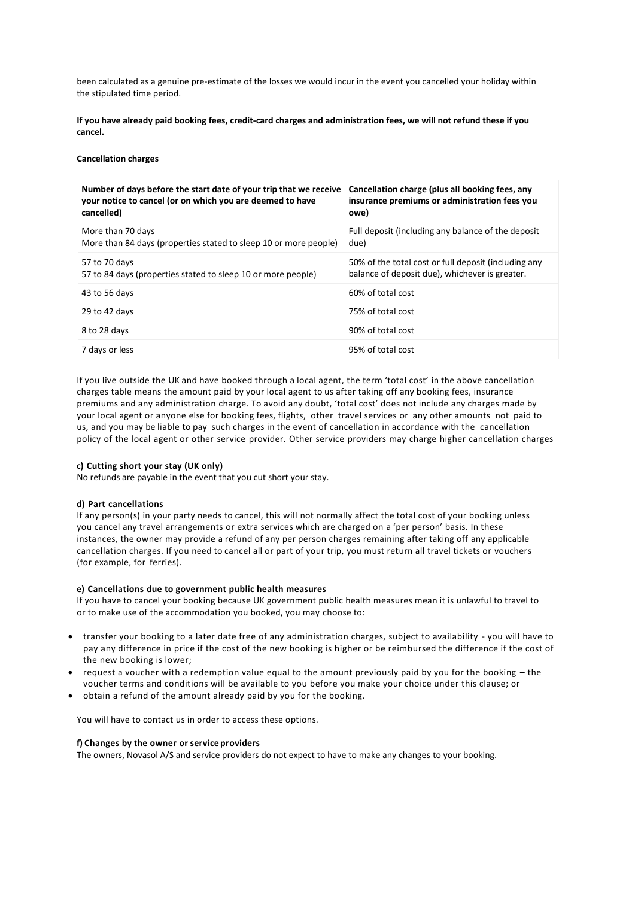been calculated as a genuine pre-estimate of the losses we would incur in the event you cancelled your holiday within the stipulated time period.

**If you have already paid booking fees, credit-card charges and administration fees, we will not refund these if you cancel.**

**Cancellation charges**

| Number of days before the start date of your trip that we receive your notice to cancel (or on which you are deemed to have cancelled) | Cancellation charge (plus all booking fees, any insurance premiums or administration fees you owe) |
|---|---|
| More than 70 days<br>More than 84 days (properties stated to sleep 10 or more people) | Full deposit (including any balance of the deposit due) |
| 57 to 70 days<br>57 to 84 days (properties stated to sleep 10 or more people) | 50% of the total cost or full deposit (including any balance of deposit due), whichever is greater. |
| 43 to 56 days | 60% of total cost |
| 29 to 42 days | 75% of total cost |
| 8 to 28 days | 90% of total cost |
| 7 days or less | 95% of total cost |

If you live outside the UK and have booked through a local agent, the term 'total cost' in the above cancellation charges table means the amount paid by your local agent to us after taking off any booking fees, insurance premiums and any administration charge. To avoid any doubt, 'total cost' does not include any charges made by your local agent or anyone else for booking fees, flights, other travel services or any other amounts not paid to us, and you may be liable to pay such charges in the event of cancellation in accordance with the cancellation policy of the local agent or other service provider. Other service providers may charge higher cancellation charges

**c) Cutting short your stay (UK only)**

No refunds are payable in the event that you cut short your stay.

**d) Part cancellations**

If any person(s) in your party needs to cancel, this will not normally affect the total cost of your booking unless you cancel any travel arrangements or extra services which are charged on a 'per person' basis. In these instances, the owner may provide a refund of any per person charges remaining after taking off any applicable cancellation charges. If you need to cancel all or part of your trip, you must return all travel tickets or vouchers (for example, for ferries).

**e) Cancellations due to government public health measures**

If you have to cancel your booking because UK government public health measures mean it is unlawful to travel to or to make use of the accommodation you booked, you may choose to:

- transfer your booking to a later date free of any administration charges, subject to availability - you will have to pay any difference in price if the cost of the new booking is higher or be reimbursed the difference if the cost of the new booking is lower;
- request a voucher with a redemption value equal to the amount previously paid by you for the booking – the voucher terms and conditions will be available to you before you make your choice under this clause; or
- obtain a refund of the amount already paid by you for the booking.

You will have to contact us in order to access these options.

**f) Changes by the owner or service providers**

The owners, Novasol A/S and service providers do not expect to have to make any changes to your booking.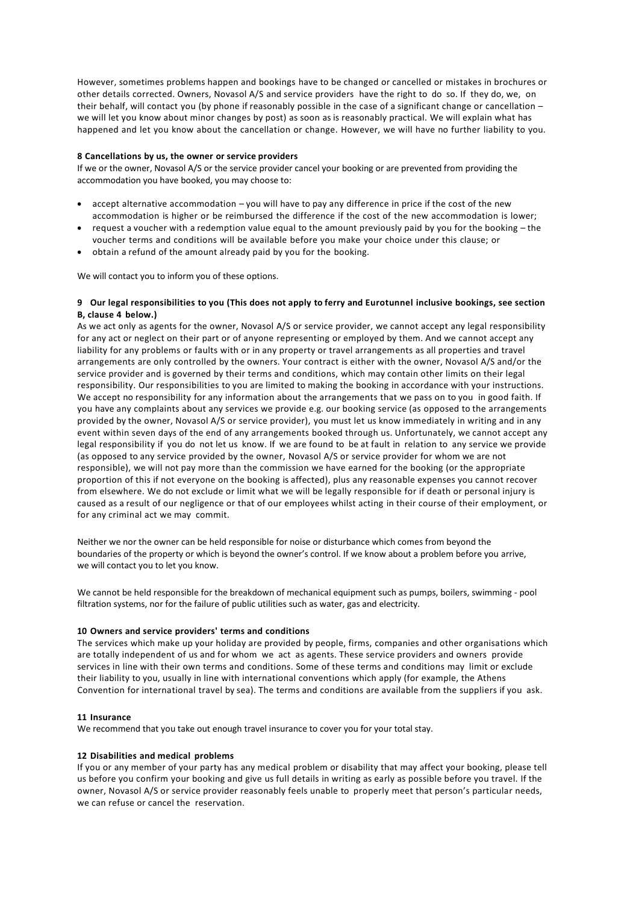However, sometimes problems happen and bookings have to be changed or cancelled or mistakes in brochures or other details corrected. Owners, Novasol A/S and service providers have the right to do so. If they do, we, on their behalf, will contact you (by phone if reasonably possible in the case of a significant change or cancellation – we will let you know about minor changes by post) as soon as is reasonably practical. We will explain what has happened and let you know about the cancellation or change. However, we will have no further liability to you.

**8 Cancellations by us, the owner or service providers**

If we or the owner, Novasol A/S or the service provider cancel your booking or are prevented from providing the accommodation you have booked, you may choose to:

- accept alternative accommodation – you will have to pay any difference in price if the cost of the new accommodation is higher or be reimbursed the difference if the cost of the new accommodation is lower;
- request a voucher with a redemption value equal to the amount previously paid by you for the booking – the voucher terms and conditions will be available before you make your choice under this clause; or
- obtain a refund of the amount already paid by you for the booking.

We will contact you to inform you of these options.

**9 Our legal responsibilities to you (This does not apply to ferry and Eurotunnel inclusive bookings, see section B, clause 4 below.)**

As we act only as agents for the owner, Novasol A/S or service provider, we cannot accept any legal responsibility for any act or neglect on their part or of anyone representing or employed by them. And we cannot accept any liability for any problems or faults with or in any property or travel arrangements as all properties and travel arrangements are only controlled by the owners. Your contract is either with the owner, Novasol A/S and/or the service provider and is governed by their terms and conditions, which may contain other limits on their legal responsibility. Our responsibilities to you are limited to making the booking in accordance with your instructions. We accept no responsibility for any information about the arrangements that we pass on to you in good faith. If you have any complaints about any services we provide e.g. our booking service (as opposed to the arrangements provided by the owner, Novasol A/S or service provider), you must let us know immediately in writing and in any event within seven days of the end of any arrangements booked through us. Unfortunately, we cannot accept any legal responsibility if you do not let us know. If we are found to be at fault in relation to any service we provide (as opposed to any service provided by the owner, Novasol A/S or service provider for whom we are not responsible), we will not pay more than the commission we have earned for the booking (or the appropriate proportion of this if not everyone on the booking is affected), plus any reasonable expenses you cannot recover from elsewhere. We do not exclude or limit what we will be legally responsible for if death or personal injury is caused as a result of our negligence or that of our employees whilst acting in their course of their employment, or for any criminal act we may commit.

Neither we nor the owner can be held responsible for noise or disturbance which comes from beyond the boundaries of the property or which is beyond the owner's control. If we know about a problem before you arrive, we will contact you to let you know.

We cannot be held responsible for the breakdown of mechanical equipment such as pumps, boilers, swimming - pool filtration systems, nor for the failure of public utilities such as water, gas and electricity.

**10 Owners and service providers' terms and conditions**

The services which make up your holiday are provided by people, firms, companies and other organisations which are totally independent of us and for whom we act as agents. These service providers and owners provide services in line with their own terms and conditions. Some of these terms and conditions may limit or exclude their liability to you, usually in line with international conventions which apply (for example, the Athens Convention for international travel by sea). The terms and conditions are available from the suppliers if you ask.

**11 Insurance**

We recommend that you take out enough travel insurance to cover you for your total stay.

**12 Disabilities and medical problems**

If you or any member of your party has any medical problem or disability that may affect your booking, please tell us before you confirm your booking and give us full details in writing as early as possible before you travel. If the owner, Novasol A/S or service provider reasonably feels unable to properly meet that person's particular needs, we can refuse or cancel the reservation.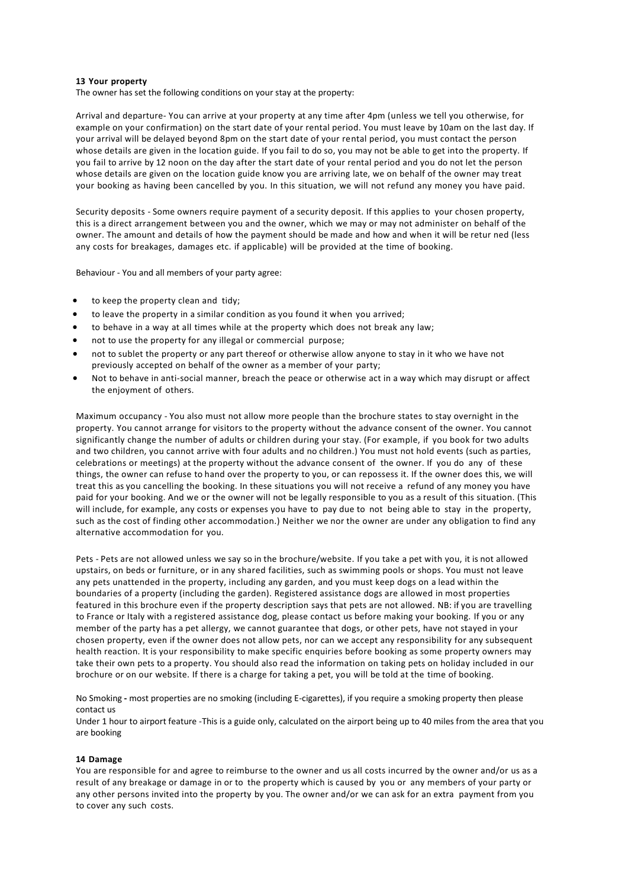**13 Your property**

The owner has set the following conditions on your stay at the property:

Arrival and departure- You can arrive at your property at any time after 4pm (unless we tell you otherwise, for example on your confirmation) on the start date of your rental period. You must leave by 10am on the last day. If your arrival will be delayed beyond 8pm on the start date of your rental period, you must contact the person whose details are given in the location guide. If you fail to do so, you may not be able to get into the property. If you fail to arrive by 12 noon on the day after the start date of your rental period and you do not let the person whose details are given on the location guide know you are arriving late, we on behalf of the owner may treat your booking as having been cancelled by you. In this situation, we will not refund any money you have paid.

Security deposits - Some owners require payment of a security deposit. If this applies to your chosen property, this is a direct arrangement between you and the owner, which we may or may not administer on behalf of the owner. The amount and details of how the payment should be made and how and when it will be retur ned (less any costs for breakages, damages etc. if applicable) will be provided at the time of booking.

Behaviour - You and all members of your party agree:

- to keep the property clean and tidy;
- to leave the property in a similar condition as you found it when you arrived;
- to behave in a way at all times while at the property which does not break any law;
- not to use the property for any illegal or commercial purpose;
- not to sublet the property or any part thereof or otherwise allow anyone to stay in it who we have not previously accepted on behalf of the owner as a member of your party;
- Not to behave in anti-social manner, breach the peace or otherwise act in a way which may disrupt or affect the enjoyment of others.

Maximum occupancy - You also must not allow more people than the brochure states to stay overnight in the property. You cannot arrange for visitors to the property without the advance consent of the owner. You cannot significantly change the number of adults or children during your stay. (For example, if you book for two adults and two children, you cannot arrive with four adults and no children.) You must not hold events (such as parties, celebrations or meetings) at the property without the advance consent of the owner. If you do any of these things, the owner can refuse to hand over the property to you, or can repossess it. If the owner does this, we will treat this as you cancelling the booking. In these situations you will not receive a refund of any money you have paid for your booking. And we or the owner will not be legally responsible to you as a result of this situation. (This will include, for example, any costs or expenses you have to pay due to not being able to stay in the property, such as the cost of finding other accommodation.) Neither we nor the owner are under any obligation to find any alternative accommodation for you.

Pets - Pets are not allowed unless we say so in the brochure/website. If you take a pet with you, it is not allowed upstairs, on beds or furniture, or in any shared facilities, such as swimming pools or shops. You must not leave any pets unattended in the property, including any garden, and you must keep dogs on a lead within the boundaries of a property (including the garden). Registered assistance dogs are allowed in most properties featured in this brochure even if the property description says that pets are not allowed. NB: if you are travelling to France or Italy with a registered assistance dog, please contact us before making your booking. If you or any member of the party has a pet allergy, we cannot guarantee that dogs, or other pets, have not stayed in your chosen property, even if the owner does not allow pets, nor can we accept any responsibility for any subsequent health reaction. It is your responsibility to make specific enquiries before booking as some property owners may take their own pets to a property. You should also read the information on taking pets on holiday included in our brochure or on our website. If there is a charge for taking a pet, you will be told at the time of booking.

No Smoking **-** most properties are no smoking (including E-cigarettes), if you require a smoking property then please contact us

Under 1 hour to airport feature -This is a guide only, calculated on the airport being up to 40 miles from the area that you are booking

**14 Damage**

You are responsible for and agree to reimburse to the owner and us all costs incurred by the owner and/or us as a result of any breakage or damage in or to the property which is caused by you or any members of your party or any other persons invited into the property by you. The owner and/or we can ask for an extra payment from you to cover any such costs.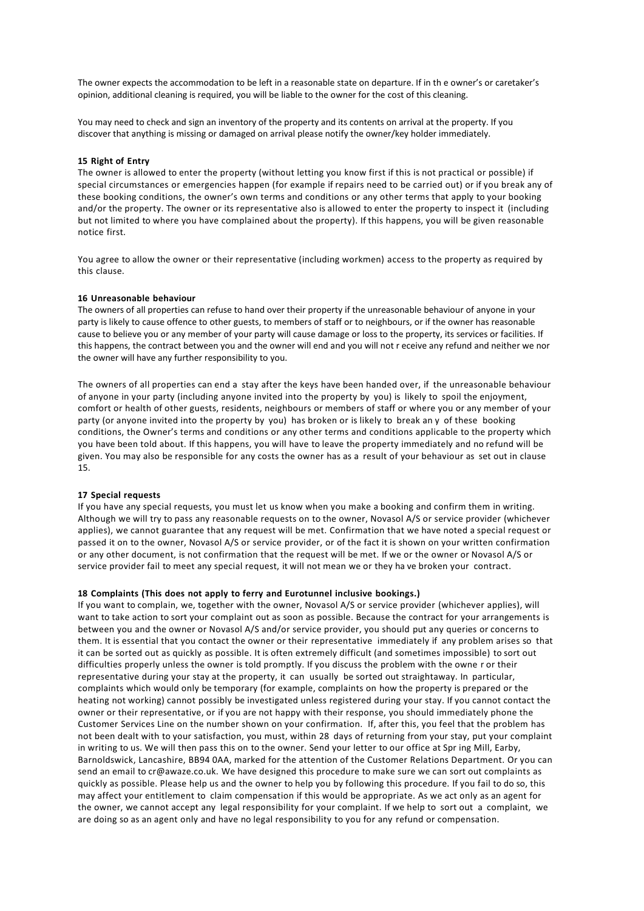The owner expects the accommodation to be left in a reasonable state on departure. If in th e owner's or caretaker's opinion, additional cleaning is required, you will be liable to the owner for the cost of this cleaning.

You may need to check and sign an inventory of the property and its contents on arrival at the property. If you discover that anything is missing or damaged on arrival please notify the owner/key holder immediately.

**15 Right of Entry**

The owner is allowed to enter the property (without letting you know first if this is not practical or possible) if special circumstances or emergencies happen (for example if repairs need to be carried out) or if you break any of these booking conditions, the owner's own terms and conditions or any other terms that apply to your booking and/or the property. The owner or its representative also is allowed to enter the property to inspect it (including but not limited to where you have complained about the property). If this happens, you will be given reasonable notice first.

You agree to allow the owner or their representative (including workmen) access to the property as required by this clause.

**16 Unreasonable behaviour**

The owners of all properties can refuse to hand over their property if the unreasonable behaviour of anyone in your party is likely to cause offence to other guests, to members of staff or to neighbours, or if the owner has reasonable cause to believe you or any member of your party will cause damage or loss to the property, its services or facilities. If this happens, the contract between you and the owner will end and you will not r eceive any refund and neither we nor the owner will have any further responsibility to you.

The owners of all properties can end a stay after the keys have been handed over, if the unreasonable behaviour of anyone in your party (including anyone invited into the property by you) is likely to spoil the enjoyment, comfort or health of other guests, residents, neighbours or members of staff or where you or any member of your party (or anyone invited into the property by you) has broken or is likely to break an y of these booking conditions, the Owner's terms and conditions or any other terms and conditions applicable to the property which you have been told about. If this happens, you will have to leave the property immediately and no refund will be given. You may also be responsible for any costs the owner has as a result of your behaviour as set out in clause 15.

**17 Special requests**

If you have any special requests, you must let us know when you make a booking and confirm them in writing. Although we will try to pass any reasonable requests on to the owner, Novasol A/S or service provider (whichever applies), we cannot guarantee that any request will be met. Confirmation that we have noted a special request or passed it on to the owner, Novasol A/S or service provider, or of the fact it is shown on your written confirmation or any other document, is not confirmation that the request will be met. If we or the owner or Novasol A/S or service provider fail to meet any special request, it will not mean we or they ha ve broken your contract.

**18 Complaints (This does not apply to ferry and Eurotunnel inclusive bookings.)**

If you want to complain, we, together with the owner, Novasol A/S or service provider (whichever applies), will want to take action to sort your complaint out as soon as possible. Because the contract for your arrangements is between you and the owner or Novasol A/S and/or service provider, you should put any queries or concerns to them. It is essential that you contact the owner or their representative immediately if any problem arises so that it can be sorted out as quickly as possible. It is often extremely difficult (and sometimes impossible) to sort out difficulties properly unless the owner is told promptly. If you discuss the problem with the owne r or their representative during your stay at the property, it can usually be sorted out straightaway. In particular, complaints which would only be temporary (for example, complaints on how the property is prepared or the heating not working) cannot possibly be investigated unless registered during your stay. If you cannot contact the owner or their representative, or if you are not happy with their response, you should immediately phone the Customer Services Line on the number shown on your confirmation. If, after this, you feel that the problem has not been dealt with to your satisfaction, you must, within 28 days of returning from your stay, put your complaint in writing to us. We will then pass this on to the owner. Send your letter to our office at Spr ing Mill, Earby, Barnoldswick, Lancashire, BB94 0AA, marked for the attention of the Customer Relations Department. Or you can send an email to cr@awaze.co.uk. We have designed this procedure to make sure we can sort out complaints as quickly as possible. Please help us and the owner to help you by following this procedure. If you fail to do so, this may affect your entitlement to claim compensation if this would be appropriate. As we act only as an agent for the owner, we cannot accept any legal responsibility for your complaint. If we help to sort out a complaint, we are doing so as an agent only and have no legal responsibility to you for any refund or compensation.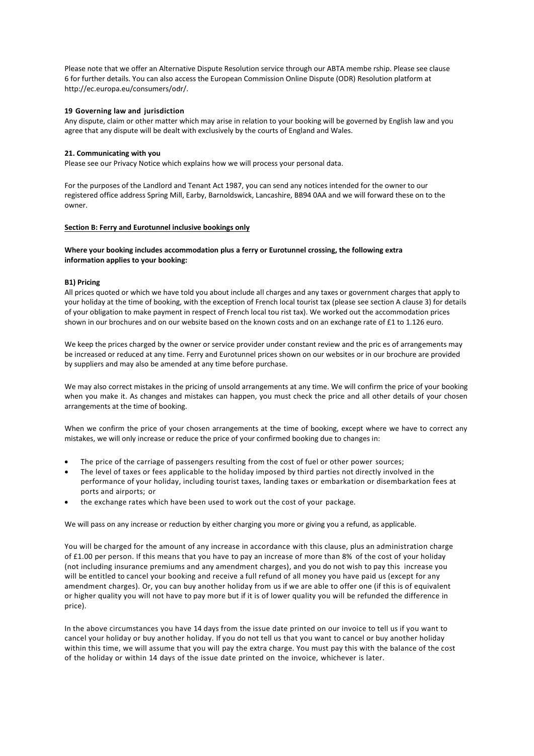Please note that we offer an Alternative Dispute Resolution service through our ABTA membe rship. Please see clause 6 for further details. You can also access the European Commission Online Dispute (ODR) Resolution platform at http://ec.europa.eu/consumers/odr/.

**19 Governing law and jurisdiction**

Any dispute, claim or other matter which may arise in relation to your booking will be governed by English law and you agree that any dispute will be dealt with exclusively by the courts of England and Wales.

**21. Communicating with you**

Please see our Privacy Notice which explains how we will process your personal data.

For the purposes of the Landlord and Tenant Act 1987, you can send any notices intended for the owner to our registered office address Spring Mill, Earby, Barnoldswick, Lancashire, BB94 0AA and we will forward these on to the owner.

**Section B: Ferry and Eurotunnel inclusive bookings only**

**Where your booking includes accommodation plus a ferry or Eurotunnel crossing, the following extra information applies to your booking:**

**B1) Pricing**

All prices quoted or which we have told you about include all charges and any taxes or government charges that apply to your holiday at the time of booking, with the exception of French local tourist tax (please see section A clause 3) for details of your obligation to make payment in respect of French local tou rist tax). We worked out the accommodation prices shown in our brochures and on our website based on the known costs and on an exchange rate of £1 to 1.126 euro.

We keep the prices charged by the owner or service provider under constant review and the pric es of arrangements may be increased or reduced at any time. Ferry and Eurotunnel prices shown on our websites or in our brochure are provided by suppliers and may also be amended at any time before purchase.

We may also correct mistakes in the pricing of unsold arrangements at any time. We will confirm the price of your booking when you make it. As changes and mistakes can happen, you must check the price and all other details of your chosen arrangements at the time of booking.

When we confirm the price of your chosen arrangements at the time of booking, except where we have to correct any mistakes, we will only increase or reduce the price of your confirmed booking due to changes in:

- The price of the carriage of passengers resulting from the cost of fuel or other power sources;
- The level of taxes or fees applicable to the holiday imposed by third parties not directly involved in the performance of your holiday, including tourist taxes, landing taxes or embarkation or disembarkation fees at ports and airports; or
- the exchange rates which have been used to work out the cost of your package.

We will pass on any increase or reduction by either charging you more or giving you a refund, as applicable.

You will be charged for the amount of any increase in accordance with this clause, plus an administration charge of £1.00 per person. If this means that you have to pay an increase of more than 8% of the cost of your holiday (not including insurance premiums and any amendment charges), and you do not wish to pay this increase you will be entitled to cancel your booking and receive a full refund of all money you have paid us (except for any amendment charges). Or, you can buy another holiday from us if we are able to offer one (if this is of equivalent or higher quality you will not have to pay more but if it is of lower quality you will be refunded the difference in price).

In the above circumstances you have 14 days from the issue date printed on our invoice to tell us if you want to cancel your holiday or buy another holiday. If you do not tell us that you want to cancel or buy another holiday within this time, we will assume that you will pay the extra charge. You must pay this with the balance of the cost of the holiday or within 14 days of the issue date printed on the invoice, whichever is later.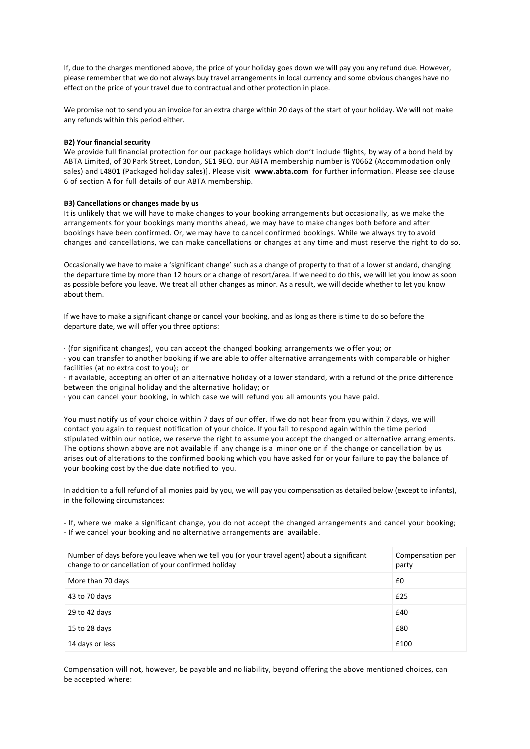If, due to the charges mentioned above, the price of your holiday goes down we will pay you any refund due. However, please remember that we do not always buy travel arrangements in local currency and some obvious changes have no effect on the price of your travel due to contractual and other protection in place.

We promise not to send you an invoice for an extra charge within 20 days of the start of your holiday. We will not make any refunds within this period either.

**B2) Your financial security**

We provide full financial protection for our package holidays which don't include flights, by way of a bond held by ABTA Limited, of 30 Park Street, London, SE1 9EQ. our ABTA membership number is Y0662 (Accommodation only sales) and L4801 (Packaged holiday sales)]. Please visit **www.abta.com** for further information. Please see clause 6 of section A for full details of our ABTA membership.

**B3) Cancellations or changes made by us**

It is unlikely that we will have to make changes to your booking arrangements but occasionally, as we make the arrangements for your bookings many months ahead, we may have to make changes both before and after bookings have been confirmed. Or, we may have to cancel confirmed bookings. While we always try to avoid changes and cancellations, we can make cancellations or changes at any time and must reserve the right to do so.

Occasionally we have to make a 'significant change' such as a change of property to that of a lower st andard, changing the departure time by more than 12 hours or a change of resort/area. If we need to do this, we will let you know as soon as possible before you leave. We treat all other changes as minor. As a result, we will decide whether to let you know about them.

If we have to make a significant change or cancel your booking, and as long as there is time to do so before the departure date, we will offer you three options:

· (for significant changes), you can accept the changed booking arrangements we o ffer you; or
· you can transfer to another booking if we are able to offer alternative arrangements with comparable or higher facilities (at no extra cost to you); or
· if available, accepting an offer of an alternative holiday of a lower standard, with a refund of the price difference between the original holiday and the alternative holiday; or
· you can cancel your booking, in which case we will refund you all amounts you have paid.

You must notify us of your choice within 7 days of our offer. If we do not hear from you within 7 days, we will contact you again to request notification of your choice. If you fail to respond again within the time period stipulated within our notice, we reserve the right to assume you accept the changed or alternative arrang ements. The options shown above are not available if any change is a minor one or if the change or cancellation by us arises out of alterations to the confirmed booking which you have asked for or your failure to pay the balance of your booking cost by the due date notified to you.

In addition to a full refund of all monies paid by you, we will pay you compensation as detailed below (except to infants), in the following circumstances:

- If, where we make a significant change, you do not accept the changed arrangements and cancel your booking;
- If we cancel your booking and no alternative arrangements are available.

| Number of days before you leave when we tell you (or your travel agent) about a significant change to or cancellation of your confirmed holiday | Compensation per party |
|---|---|
| More than 70 days | £0 |
| 43 to 70 days | £25 |
| 29 to 42 days | £40 |
| 15 to 28 days | £80 |
| 14 days or less | £100 |

Compensation will not, however, be payable and no liability, beyond offering the above mentioned choices, can be accepted where: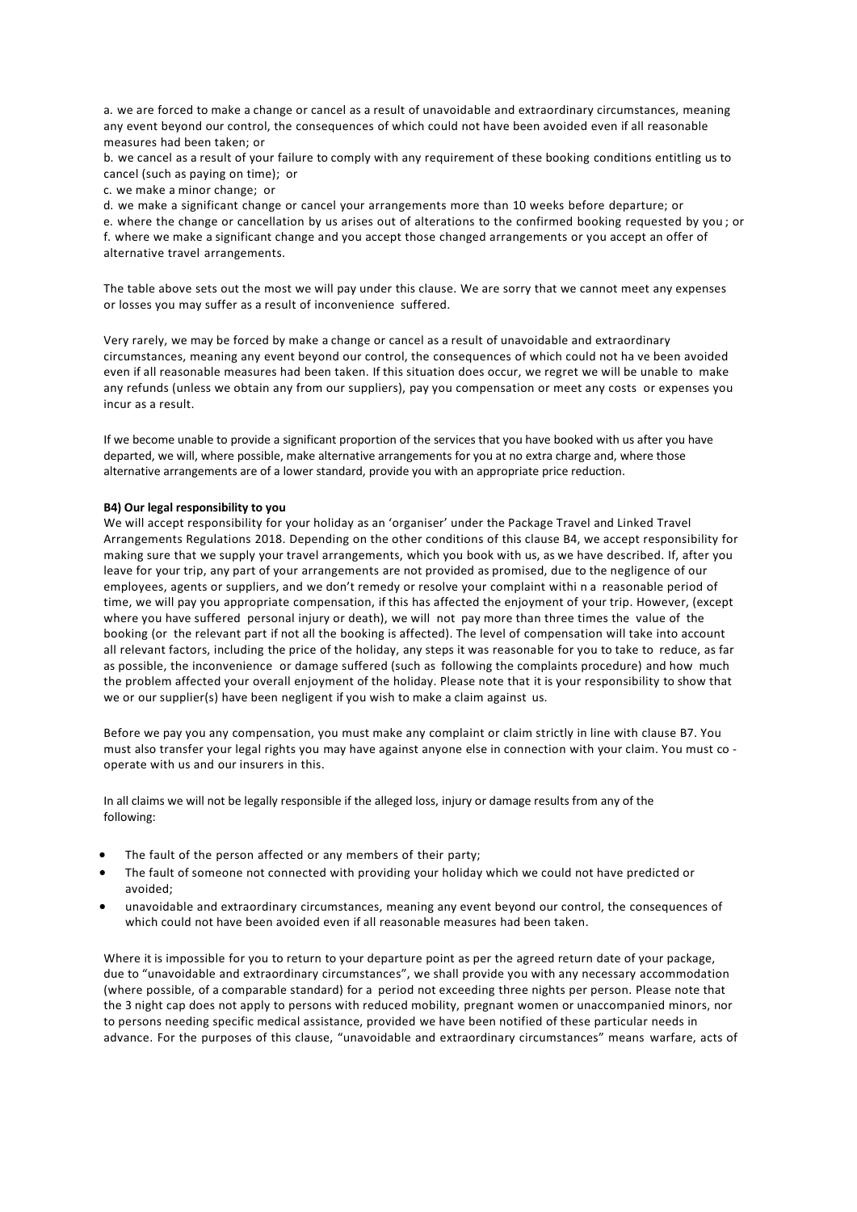a. we are forced to make a change or cancel as a result of unavoidable and extraordinary circumstances, meaning any event beyond our control, the consequences of which could not have been avoided even if all reasonable measures had been taken; or

b. we cancel as a result of your failure to comply with any requirement of these booking conditions entitling us to cancel (such as paying on time); or

c. we make a minor change; or

d. we make a significant change or cancel your arrangements more than 10 weeks before departure; or

e. where the change or cancellation by us arises out of alterations to the confirmed booking requested by you ; or

f. where we make a significant change and you accept those changed arrangements or you accept an offer of alternative travel arrangements.

The table above sets out the most we will pay under this clause. We are sorry that we cannot meet any expenses or losses you may suffer as a result of inconvenience suffered.

Very rarely, we may be forced by make a change or cancel as a result of unavoidable and extraordinary circumstances, meaning any event beyond our control, the consequences of which could not ha ve been avoided even if all reasonable measures had been taken. If this situation does occur, we regret we will be unable to make any refunds (unless we obtain any from our suppliers), pay you compensation or meet any costs or expenses you incur as a result.

If we become unable to provide a significant proportion of the services that you have booked with us after you have departed, we will, where possible, make alternative arrangements for you at no extra charge and, where those alternative arrangements are of a lower standard, provide you with an appropriate price reduction.

**B4) Our legal responsibility to you**

We will accept responsibility for your holiday as an 'organiser' under the Package Travel and Linked Travel Arrangements Regulations 2018. Depending on the other conditions of this clause B4, we accept responsibility for making sure that we supply your travel arrangements, which you book with us, as we have described. If, after you leave for your trip, any part of your arrangements are not provided as promised, due to the negligence of our employees, agents or suppliers, and we don't remedy or resolve your complaint withi n a reasonable period of time, we will pay you appropriate compensation, if this has affected the enjoyment of your trip. However, (except where you have suffered personal injury or death), we will not pay more than three times the value of the booking (or the relevant part if not all the booking is affected). The level of compensation will take into account all relevant factors, including the price of the holiday, any steps it was reasonable for you to take to reduce, as far as possible, the inconvenience or damage suffered (such as following the complaints procedure) and how much the problem affected your overall enjoyment of the holiday. Please note that it is your responsibility to show that we or our supplier(s) have been negligent if you wish to make a claim against us.

Before we pay you any compensation, you must make any complaint or claim strictly in line with clause B7. You must also transfer your legal rights you may have against anyone else in connection with your claim. You must co - operate with us and our insurers in this.

In all claims we will not be legally responsible if the alleged loss, injury or damage results from any of the following:

- The fault of the person affected or any members of their party;
- The fault of someone not connected with providing your holiday which we could not have predicted or avoided;
- unavoidable and extraordinary circumstances, meaning any event beyond our control, the consequences of which could not have been avoided even if all reasonable measures had been taken.

Where it is impossible for you to return to your departure point as per the agreed return date of your package, due to "unavoidable and extraordinary circumstances", we shall provide you with any necessary accommodation (where possible, of a comparable standard) for a period not exceeding three nights per person. Please note that the 3 night cap does not apply to persons with reduced mobility, pregnant women or unaccompanied minors, nor to persons needing specific medical assistance, provided we have been notified of these particular needs in advance. For the purposes of this clause, "unavoidable and extraordinary circumstances" means warfare, acts of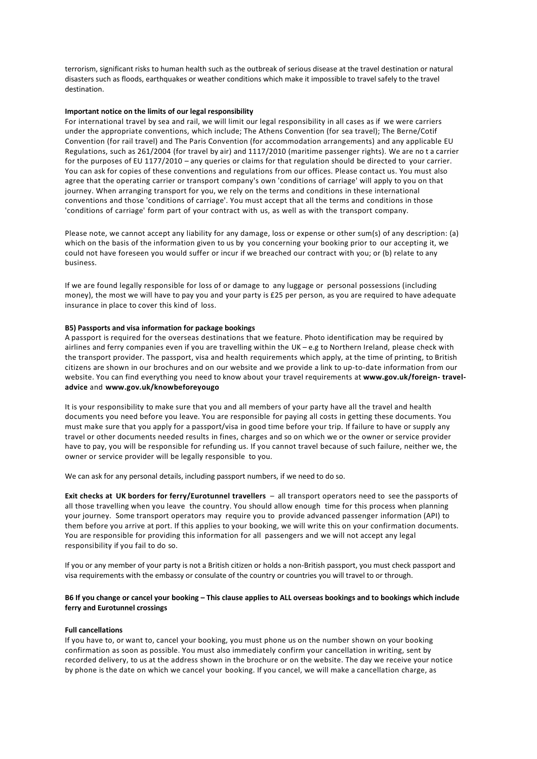terrorism, significant risks to human health such as the outbreak of serious disease at the travel destination or natural disasters such as floods, earthquakes or weather conditions which make it impossible to travel safely to the travel destination.

**Important notice on the limits of our legal responsibility**

For international travel by sea and rail, we will limit our legal responsibility in all cases as if we were carriers under the appropriate conventions, which include; The Athens Convention (for sea travel); The Berne/Cotif Convention (for rail travel) and The Paris Convention (for accommodation arrangements) and any applicable EU Regulations, such as 261/2004 (for travel by air) and 1117/2010 (maritime passenger rights). We are no t a carrier for the purposes of EU 1177/2010 – any queries or claims for that regulation should be directed to your carrier. You can ask for copies of these conventions and regulations from our offices. Please contact us. You must also agree that the operating carrier or transport company's own 'conditions of carriage' will apply to you on that journey. When arranging transport for you, we rely on the terms and conditions in these international conventions and those 'conditions of carriage'. You must accept that all the terms and conditions in those 'conditions of carriage' form part of your contract with us, as well as with the transport company.

Please note, we cannot accept any liability for any damage, loss or expense or other sum(s) of any description: (a) which on the basis of the information given to us by you concerning your booking prior to our accepting it, we could not have foreseen you would suffer or incur if we breached our contract with you; or (b) relate to any business.

If we are found legally responsible for loss of or damage to any luggage or personal possessions (including money), the most we will have to pay you and your party is £25 per person, as you are required to have adequate insurance in place to cover this kind of loss.

**B5) Passports and visa information for package bookings**

A passport is required for the overseas destinations that we feature. Photo identification may be required by airlines and ferry companies even if you are travelling within the UK – e.g to Northern Ireland, please check with the transport provider. The passport, visa and health requirements which apply, at the time of printing, to British citizens are shown in our brochures and on our website and we provide a link to up-to-date information from our website. You can find everything you need to know about your travel requirements at **www.gov.uk/foreign- travel-advice** and **www.gov.uk/knowbeforeyougo**

It is your responsibility to make sure that you and all members of your party have all the travel and health documents you need before you leave. You are responsible for paying all costs in getting these documents. You must make sure that you apply for a passport/visa in good time before your trip. If failure to have or supply any travel or other documents needed results in fines, charges and so on which we or the owner or service provider have to pay, you will be responsible for refunding us. If you cannot travel because of such failure, neither we, the owner or service provider will be legally responsible to you.

We can ask for any personal details, including passport numbers, if we need to do so.

**Exit checks at UK borders for ferry/Eurotunnel travellers** – all transport operators need to see the passports of all those travelling when you leave the country. You should allow enough time for this process when planning your journey. Some transport operators may require you to provide advanced passenger information (API) to them before you arrive at port. If this applies to your booking, we will write this on your confirmation documents. You are responsible for providing this information for all passengers and we will not accept any legal responsibility if you fail to do so.

If you or any member of your party is not a British citizen or holds a non-British passport, you must check passport and visa requirements with the embassy or consulate of the country or countries you will travel to or through.

**B6 If you change or cancel your booking – This clause applies to ALL overseas bookings and to bookings which include ferry and Eurotunnel crossings**

**Full cancellations**

If you have to, or want to, cancel your booking, you must phone us on the number shown on your booking confirmation as soon as possible. You must also immediately confirm your cancellation in writing, sent by recorded delivery, to us at the address shown in the brochure or on the website. The day we receive your notice by phone is the date on which we cancel your booking. If you cancel, we will make a cancellation charge, as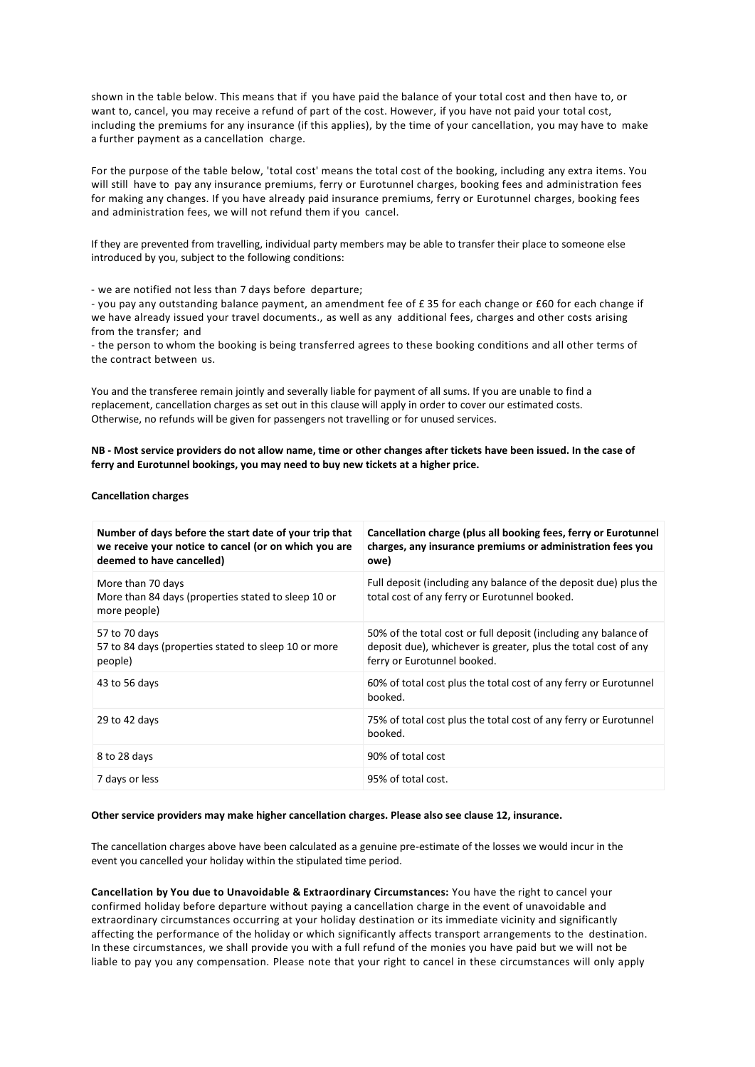shown in the table below. This means that if you have paid the balance of your total cost and then have to, or want to, cancel, you may receive a refund of part of the cost. However, if you have not paid your total cost, including the premiums for any insurance (if this applies), by the time of your cancellation, you may have to make a further payment as a cancellation charge.

For the purpose of the table below, 'total cost' means the total cost of the booking, including any extra items. You will still have to pay any insurance premiums, ferry or Eurotunnel charges, booking fees and administration fees for making any changes. If you have already paid insurance premiums, ferry or Eurotunnel charges, booking fees and administration fees, we will not refund them if you cancel.

If they are prevented from travelling, individual party members may be able to transfer their place to someone else introduced by you, subject to the following conditions:

- we are notified not less than 7 days before departure;
- you pay any outstanding balance payment, an amendment fee of £ 35 for each change or £60 for each change if we have already issued your travel documents., as well as any additional fees, charges and other costs arising from the transfer; and
- the person to whom the booking is being transferred agrees to these booking conditions and all other terms of the contract between us.

You and the transferee remain jointly and severally liable for payment of all sums. If you are unable to find a replacement, cancellation charges as set out in this clause will apply in order to cover our estimated costs. Otherwise, no refunds will be given for passengers not travelling or for unused services.

**NB - Most service providers do not allow name, time or other changes after tickets have been issued. In the case of ferry and Eurotunnel bookings, you may need to buy new tickets at a higher price.**

**Cancellation charges**

| Number of days before the start date of your trip that we receive your notice to cancel (or on which you are deemed to have cancelled) | Cancellation charge (plus all booking fees, ferry or Eurotunnel charges, any insurance premiums or administration fees you owe) |
|---|---|
| More than 70 days<br>More than 84 days (properties stated to sleep 10 or more people) | Full deposit (including any balance of the deposit due) plus the total cost of any ferry or Eurotunnel booked. |
| 57 to 70 days<br>57 to 84 days (properties stated to sleep 10 or more people) | 50% of the total cost or full deposit (including any balance of deposit due), whichever is greater, plus the total cost of any ferry or Eurotunnel booked. |
| 43 to 56 days | 60% of total cost plus the total cost of any ferry or Eurotunnel booked. |
| 29 to 42 days | 75% of total cost plus the total cost of any ferry or Eurotunnel booked. |
| 8 to 28 days | 90% of total cost |
| 7 days or less | 95% of total cost. |

**Other service providers may make higher cancellation charges. Please also see clause 12, insurance.**

The cancellation charges above have been calculated as a genuine pre-estimate of the losses we would incur in the event you cancelled your holiday within the stipulated time period.

**Cancellation by You due to Unavoidable & Extraordinary Circumstances:** You have the right to cancel your confirmed holiday before departure without paying a cancellation charge in the event of unavoidable and extraordinary circumstances occurring at your holiday destination or its immediate vicinity and significantly affecting the performance of the holiday or which significantly affects transport arrangements to the destination. In these circumstances, we shall provide you with a full refund of the monies you have paid but we will not be liable to pay you any compensation. Please note that your right to cancel in these circumstances will only apply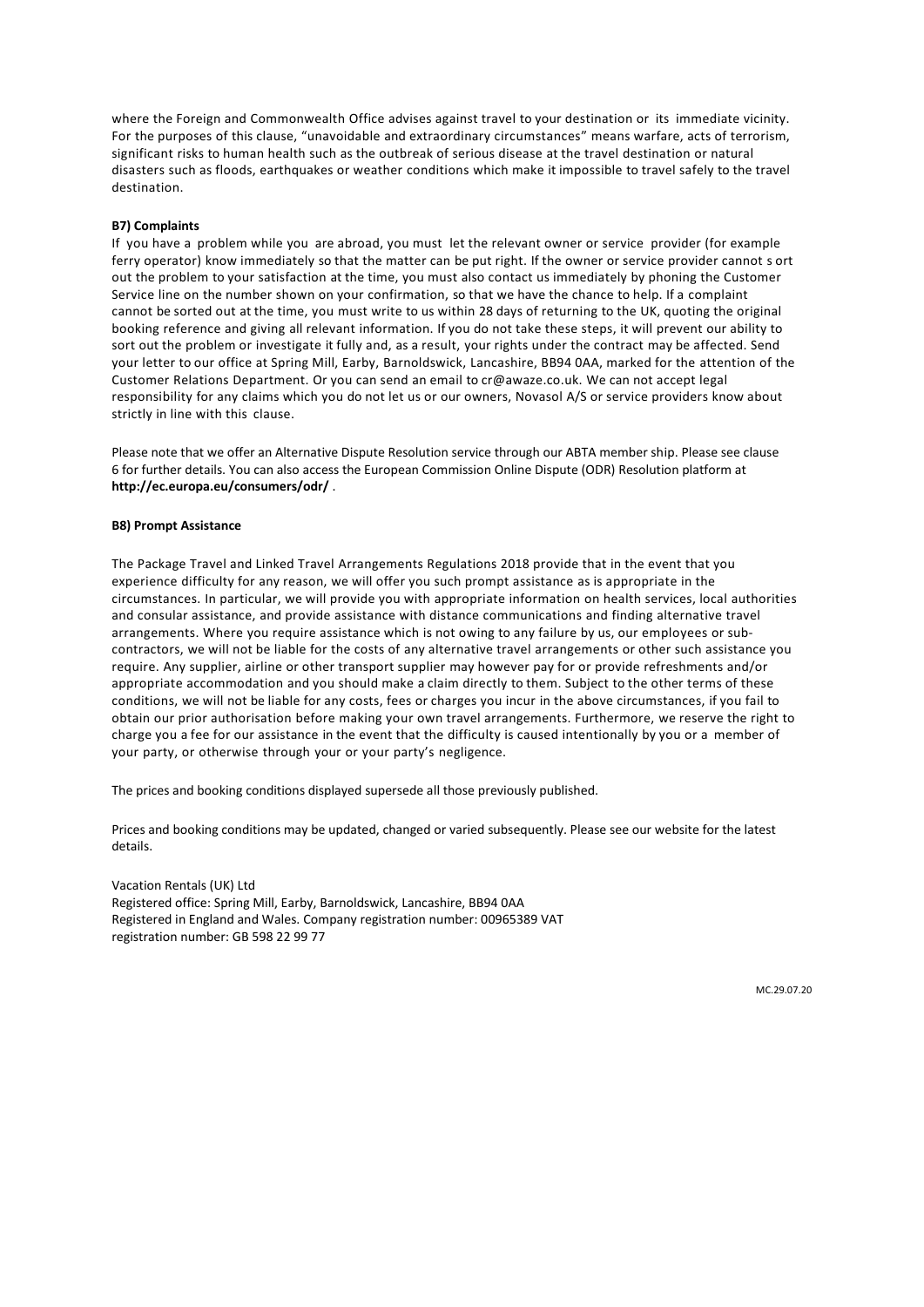where the Foreign and Commonwealth Office advises against travel to your destination or its immediate vicinity. For the purposes of this clause, "unavoidable and extraordinary circumstances" means warfare, acts of terrorism, significant risks to human health such as the outbreak of serious disease at the travel destination or natural disasters such as floods, earthquakes or weather conditions which make it impossible to travel safely to the travel destination.

**B7) Complaints**

If you have a problem while you are abroad, you must let the relevant owner or service provider (for example ferry operator) know immediately so that the matter can be put right. If the owner or service provider cannot s ort out the problem to your satisfaction at the time, you must also contact us immediately by phoning the Customer Service line on the number shown on your confirmation, so that we have the chance to help. If a complaint cannot be sorted out at the time, you must write to us within 28 days of returning to the UK, quoting the original booking reference and giving all relevant information. If you do not take these steps, it will prevent our ability to sort out the problem or investigate it fully and, as a result, your rights under the contract may be affected. Send your letter to our office at Spring Mill, Earby, Barnoldswick, Lancashire, BB94 0AA, marked for the attention of the Customer Relations Department. Or you can send an email to cr@awaze.co.uk. We can not accept legal responsibility for any claims which you do not let us or our owners, Novasol A/S or service providers know about strictly in line with this clause.

Please note that we offer an Alternative Dispute Resolution service through our ABTA member ship. Please see clause 6 for further details. You can also access the European Commission Online Dispute (ODR) Resolution platform at **http://ec.europa.eu/consumers/odr/** .

**B8) Prompt Assistance**

The Package Travel and Linked Travel Arrangements Regulations 2018 provide that in the event that you experience difficulty for any reason, we will offer you such prompt assistance as is appropriate in the circumstances. In particular, we will provide you with appropriate information on health services, local authorities and consular assistance, and provide assistance with distance communications and finding alternative travel arrangements. Where you require assistance which is not owing to any failure by us, our employees or sub-contractors, we will not be liable for the costs of any alternative travel arrangements or other such assistance you require. Any supplier, airline or other transport supplier may however pay for or provide refreshments and/or appropriate accommodation and you should make a claim directly to them. Subject to the other terms of these conditions, we will not be liable for any costs, fees or charges you incur in the above circumstances, if you fail to obtain our prior authorisation before making your own travel arrangements. Furthermore, we reserve the right to charge you a fee for our assistance in the event that the difficulty is caused intentionally by you or a member of your party, or otherwise through your or your party's negligence.

The prices and booking conditions displayed supersede all those previously published.

Prices and booking conditions may be updated, changed or varied subsequently. Please see our website for the latest details.

Vacation Rentals (UK) Ltd
Registered office: Spring Mill, Earby, Barnoldswick, Lancashire, BB94 0AA
Registered in England and Wales. Company registration number: 00965389 VAT registration number: GB 598 22 99 77

MC.29.07.20